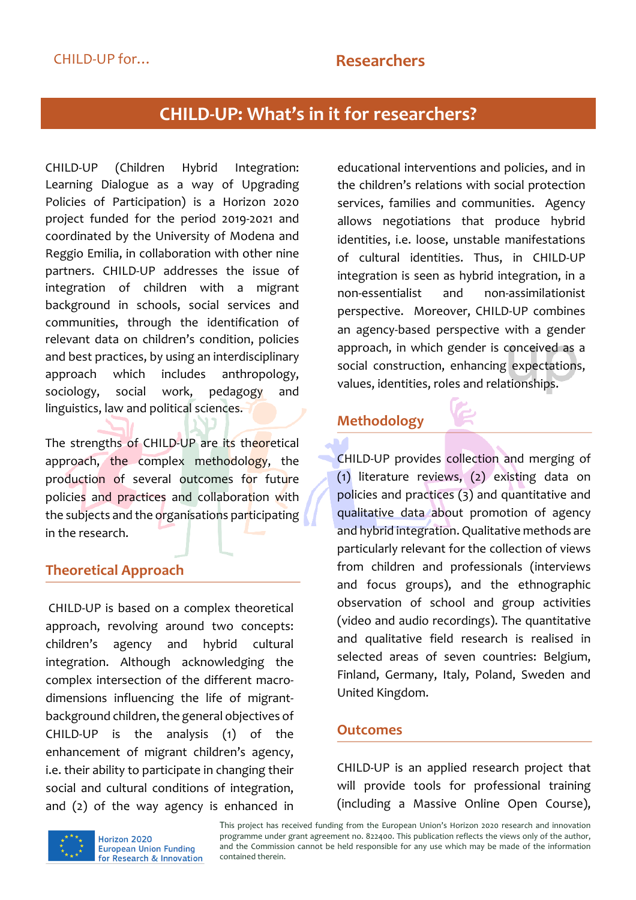CHILD-UP for… **Researchers**

# CHILD-UP: What's in it for researchers?

CHILD-UP (Children Hybrid Integration: Learning Dialogue as a way of Upgrading Policies of Participation) is a Horizon 2020 project funded for the period 2019-2021 and coordinated by the University of Modena and Reggio Emilia, in collaboration with other nine partners. CHILD-UP addresses the issue of integration of children with a migrant background in schools, social services and communities, through the identification of relevant data on children's condition, policies and best practices, by using an interdisciplinary approach which includes anthropology, sociology, social work, pedagogy and linguistics, law and political sciences.

The strengths of CHILD-UP are its theoretical approach, the complex methodology, the production of several outcomes for future policies and practices and collaboration with the subjects and the organisations participating in the research.

## Theoretical Approach

CHILD-UP is based on a complex theoretical approach, revolving around two concepts: children's agency and hybrid cultural integration. Although acknowledging the complex intersection of the different macro-dimensions influencing the life of migrant-background children, the general objectives of CHILD-UP is the analysis (1) of the enhancement of migrant children's agency, i.e. their ability to participate in changing their social and cultural conditions of integration, and (2) of the way agency is enhanced in educational interventions and policies, and in the children's relations with social protection services, families and communities. Agency allows negotiations that produce hybrid identities, i.e. loose, unstable manifestations of cultural identities. Thus, in CHILD-UP integration is seen as hybrid integration, in a non-essentialist and non-assimilationist perspective. Moreover, CHILD-UP combines an agency-based perspective with a gender approach, in which gender is conceived as a social construction, enhancing expectations, values, identities, roles and relationships.

## Methodology

CHILD-UP provides collection and merging of (1) literature reviews, (2) existing data on policies and practices (3) and quantitative and qualitative data about promotion of agency and hybrid integration. Qualitative methods are particularly relevant for the collection of views from children and professionals (interviews and focus groups), and the ethnographic observation of school and group activities (video and audio recordings). The quantitative and qualitative field research is realised in selected areas of seven countries: Belgium, Finland, Germany, Italy, Poland, Sweden and United Kingdom.

## Outcomes

CHILD-UP is an applied research project that will provide tools for professional training (including a Massive Online Open Course),

Horizon 2020 European Union Funding for Research & Innovation

This project has received funding from the European Union's Horizon 2020 research and innovation programme under grant agreement no. 822400. This publication reflects the views only of the author, and the Commission cannot be held responsible for any use which may be made of the information contained therein.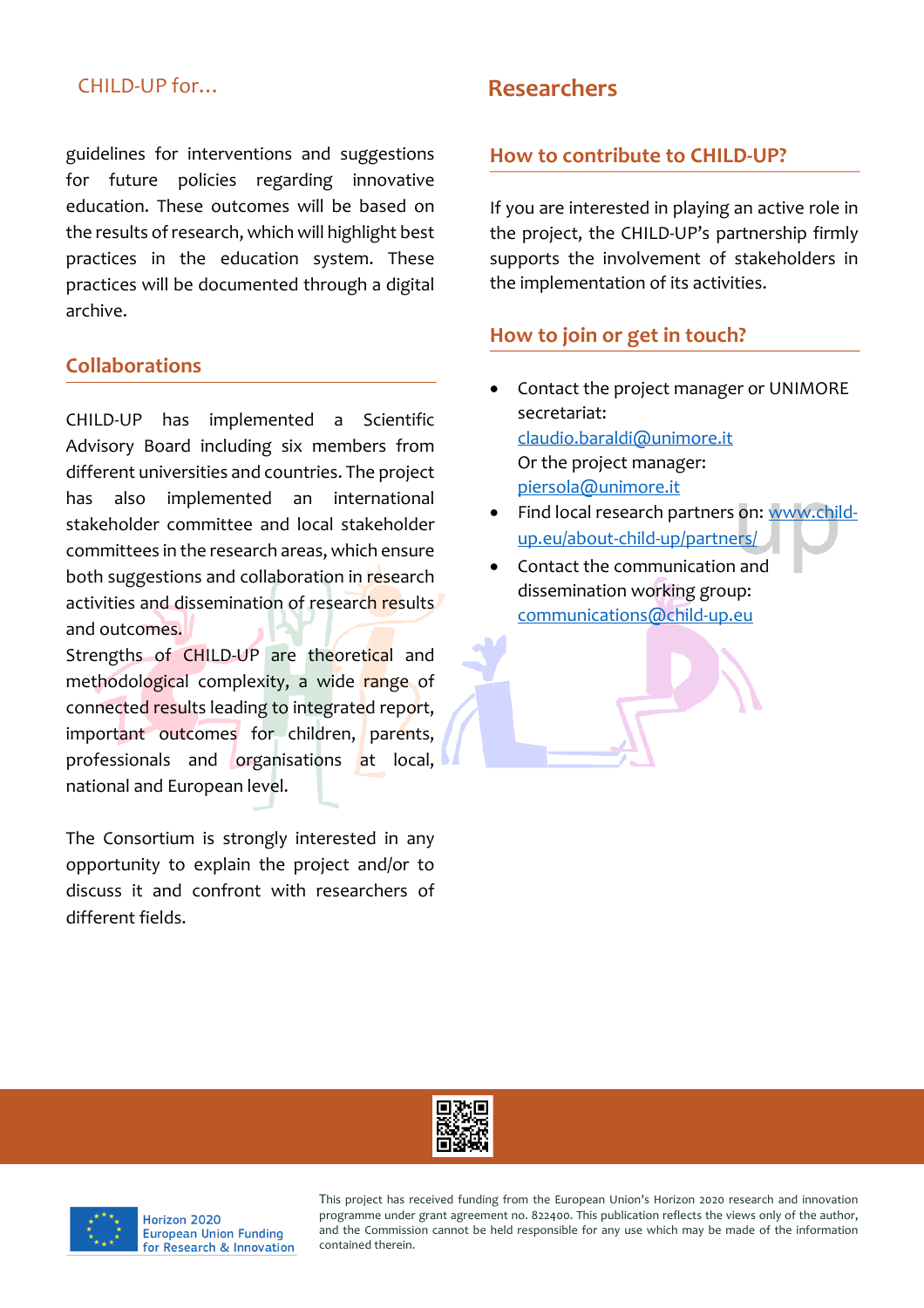CHILD-UP for…

guidelines for interventions and suggestions for future policies regarding innovative education. These outcomes will be based on the results of research, which will highlight best practices in the education system. These practices will be documented through a digital archive.

## Collaborations

CHILD-UP has implemented a Scientific Advisory Board including six members from different universities and countries. The project has also implemented an international stakeholder committee and local stakeholder committees in the research areas, which ensure both suggestions and collaboration in research activities and dissemination of research results and outcomes.
Strengths of CHILD-UP are theoretical and methodological complexity, a wide range of connected results leading to integrated report, important outcomes for children, parents, professionals and organisations at local, national and European level.

The Consortium is strongly interested in any opportunity to explain the project and/or to discuss it and confront with researchers of different fields.

# Researchers

## How to contribute to CHILD-UP?

If you are interested in playing an active role in the project, the CHILD-UP's partnership firmly supports the involvement of stakeholders in the implementation of its activities.

## How to join or get in touch?

- Contact the project manager or UNIMORE secretariat:
  claudio.baraldi@unimore.it
  Or the project manager:
  piersola@unimore.it
- Find local research partners on: www.child-up.eu/about-child-up/partners/
- Contact the communication and dissemination working group:
  communications@child-up.eu

Horizon 2020
European Union Funding
for Research & Innovation

This project has received funding from the European Union's Horizon 2020 research and innovation programme under grant agreement no. 822400. This publication reflects the views only of the author, and the Commission cannot be held responsible for any use which may be made of the information contained therein.